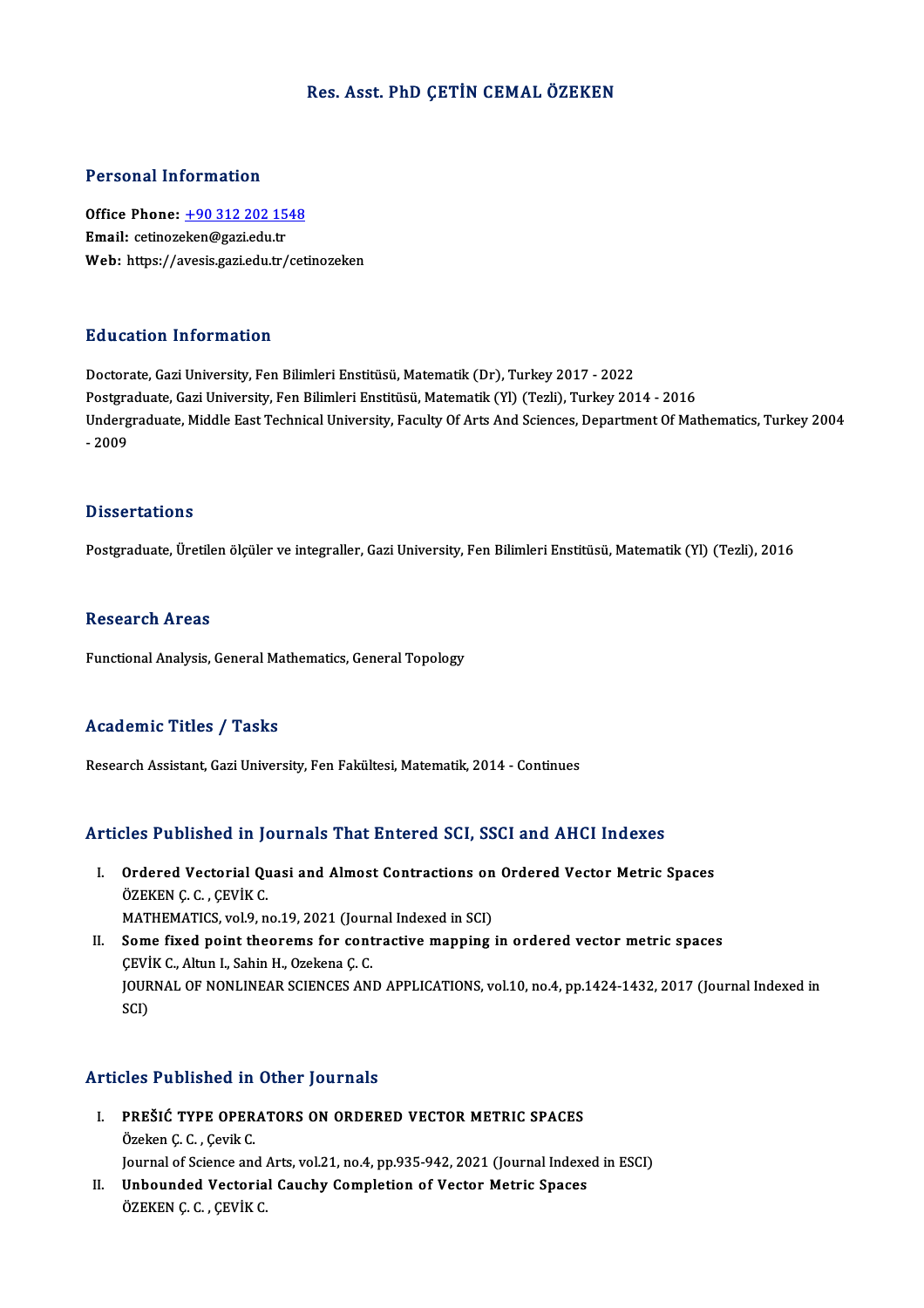# Res. Asst. PhD ÇETİN CEMAL ÖZEKEN

## Personal Information

**Office Phone:** +90 312 202 1548
**Email:** cetinozeken@gazi.edu.tr
**Web:** https://avesis.gazi.edu.tr/cetinozeken

## Education Information

Doctorate, Gazi University, Fen Bilimleri Enstitüsü, Matematik (Dr), Turkey 2017 - 2022
Postgraduate, Gazi University, Fen Bilimleri Enstitüsü, Matematik (Yl) (Tezli), Turkey 2014 - 2016
Undergraduate, Middle East Technical University, Faculty Of Arts And Sciences, Department Of Mathematics, Turkey 2004 - 2009

## Dissertations

Postgraduate, Üretilen ölçüler ve integraller, Gazi University, Fen Bilimleri Enstitüsü, Matematik (Yl) (Tezli), 2016

## Research Areas

Functional Analysis, General Mathematics, General Topology

## Academic Titles / Tasks

Research Assistant, Gazi University, Fen Fakültesi, Matematik, 2014 - Continues

## Articles Published in Journals That Entered SCI, SSCI and AHCI Indexes

I. **Ordered Vectorial Quasi and Almost Contractions on Ordered Vector Metric Spaces**
ÖZEKEN Ç. C. , ÇEVİK C.
MATHEMATICS, vol.9, no.19, 2021 (Journal Indexed in SCI)

II. **Some fixed point theorems for contractive mapping in ordered vector metric spaces**
ÇEVİK C., Altun I., Sahin H., Ozekena Ç. C.
JOURNAL OF NONLINEAR SCIENCES AND APPLICATIONS, vol.10, no.4, pp.1424-1432, 2017 (Journal Indexed in SCI)

## Articles Published in Other Journals

I. **PREŠIĆ TYPE OPERATORS ON ORDERED VECTOR METRIC SPACES**
Özeken Ç. C. , Çevik C.
Journal of Science and Arts, vol.21, no.4, pp.935-942, 2021 (Journal Indexed in ESCI)

II. **Unbounded Vectorial Cauchy Completion of Vector Metric Spaces**
ÖZEKEN Ç. C. , ÇEVİK C.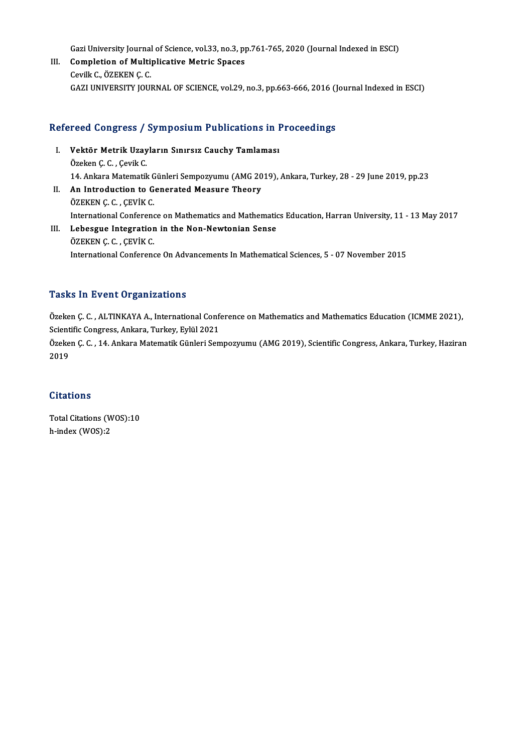Gazi University Journal of Science, vol.33, no.3, pp.761-765, 2020 (Journal Indexed in ESCI)

III. **Completion of Multiplicative Metric Spaces**
Cevilk C., ÖZEKEN Ç. C.
GAZI UNIVERSITY JOURNAL OF SCIENCE, vol.29, no.3, pp.663-666, 2016 (Journal Indexed in ESCI)

## Refereed Congress / Symposium Publications in Proceedings

I. **Vektör Metrik Uzayların Sınırsız Cauchy Tamlaması**
Özeken Ç. C. , Çevik C.
14. Ankara Matematik Günleri Sempozyumu (AMG 2019), Ankara, Turkey, 28 - 29 June 2019, pp.23

II. **An Introduction to Generated Measure Theory**
ÖZEKEN Ç. C. , ÇEVİK C.
International Conference on Mathematics and Mathematics Education, Harran University, 11 - 13 May 2017

III. **Lebesgue Integration in the Non-Newtonian Sense**
ÖZEKEN Ç. C. , ÇEVİK C.
International Conference On Advancements In Mathematical Sciences, 5 - 07 November 2015

## Tasks In Event Organizations

Özeken Ç. C. , ALTINKAYA A., International Conference on Mathematics and Mathematics Education (ICMME 2021), Scientific Congress, Ankara, Turkey, Eylül 2021

Özeken Ç. C. , 14. Ankara Matematik Günleri Sempozyumu (AMG 2019), Scientific Congress, Ankara, Turkey, Haziran 2019

## Citations

Total Citations (WOS):10
h-index (WOS):2